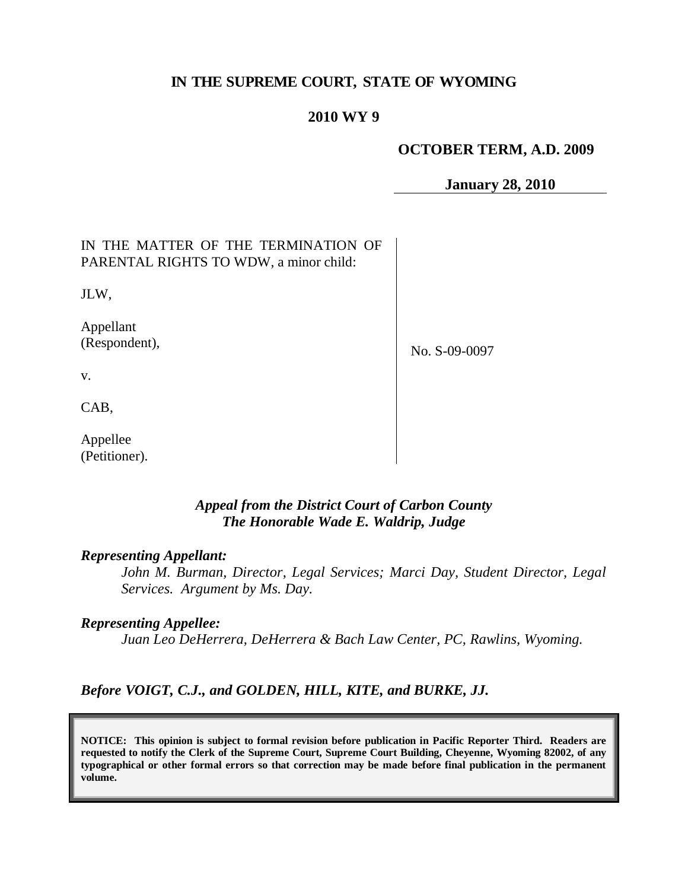**IN THE SUPREME COURT, STATE OF WYOMING**

**2010 WY 9**

**OCTOBER TERM, A.D. 2009**

**January 28, 2010**

| | |
|---|---|
| IN THE MATTER OF THE TERMINATION OF PARENTAL RIGHTS TO WDW, a minor child:<br><br>JLW,<br><br>Appellant (Respondent),<br><br>v.<br><br>CAB,<br><br>Appellee (Petitioner). | No. S-09-0097 |

*Appeal from the District Court of Carbon County*
*The Honorable Wade E. Waldrip, Judge*

***Representing Appellant:***

*John M. Burman, Director, Legal Services; Marci Day, Student Director, Legal Services. Argument by Ms. Day.*

***Representing Appellee:***

*Juan Leo DeHerrera, DeHerrera & Bach Law Center, PC, Rawlins, Wyoming.*

***Before VOIGT, C.J., and GOLDEN, HILL, KITE, and BURKE, JJ.***

**NOTICE: This opinion is subject to formal revision before publication in Pacific Reporter Third. Readers are requested to notify the Clerk of the Supreme Court, Supreme Court Building, Cheyenne, Wyoming 82002, of any typographical or other formal errors so that correction may be made before final publication in the permanent volume.**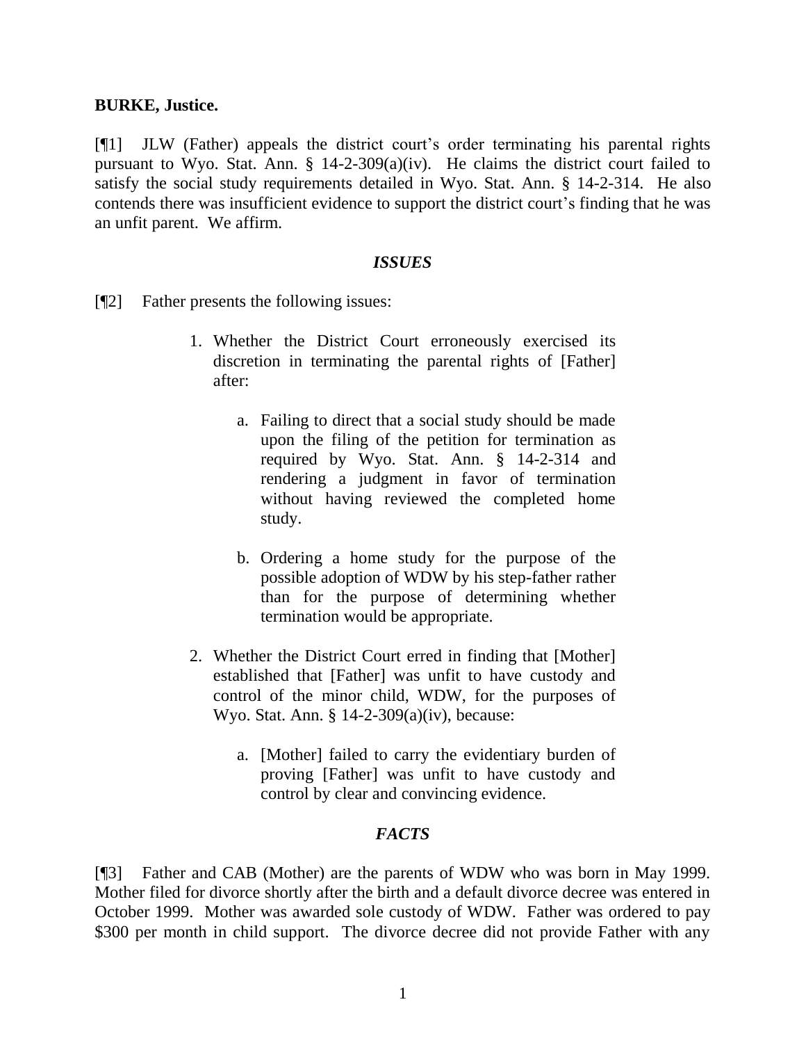**BURKE, Justice.**

[¶1] JLW (Father) appeals the district court's order terminating his parental rights pursuant to Wyo. Stat. Ann. § 14-2-309(a)(iv). He claims the district court failed to satisfy the social study requirements detailed in Wyo. Stat. Ann. § 14-2-314. He also contends there was insufficient evidence to support the district court's finding that he was an unfit parent. We affirm.

### *ISSUES*

[¶2] Father presents the following issues:

> 1. Whether the District Court erroneously exercised its discretion in terminating the parental rights of [Father] after:
>
>     a. Failing to direct that a social study should be made upon the filing of the petition for termination as required by Wyo. Stat. Ann. § 14-2-314 and rendering a judgment in favor of termination without having reviewed the completed home study.
>
>     b. Ordering a home study for the purpose of the possible adoption of WDW by his step-father rather than for the purpose of determining whether termination would be appropriate.
>
> 2. Whether the District Court erred in finding that [Mother] established that [Father] was unfit to have custody and control of the minor child, WDW, for the purposes of Wyo. Stat. Ann. § 14-2-309(a)(iv), because:
>
>     a. [Mother] failed to carry the evidentiary burden of proving [Father] was unfit to have custody and control by clear and convincing evidence.

### *FACTS*

[¶3] Father and CAB (Mother) are the parents of WDW who was born in May 1999. Mother filed for divorce shortly after the birth and a default divorce decree was entered in October 1999. Mother was awarded sole custody of WDW. Father was ordered to pay $300 per month in child support. The divorce decree did not provide Father with any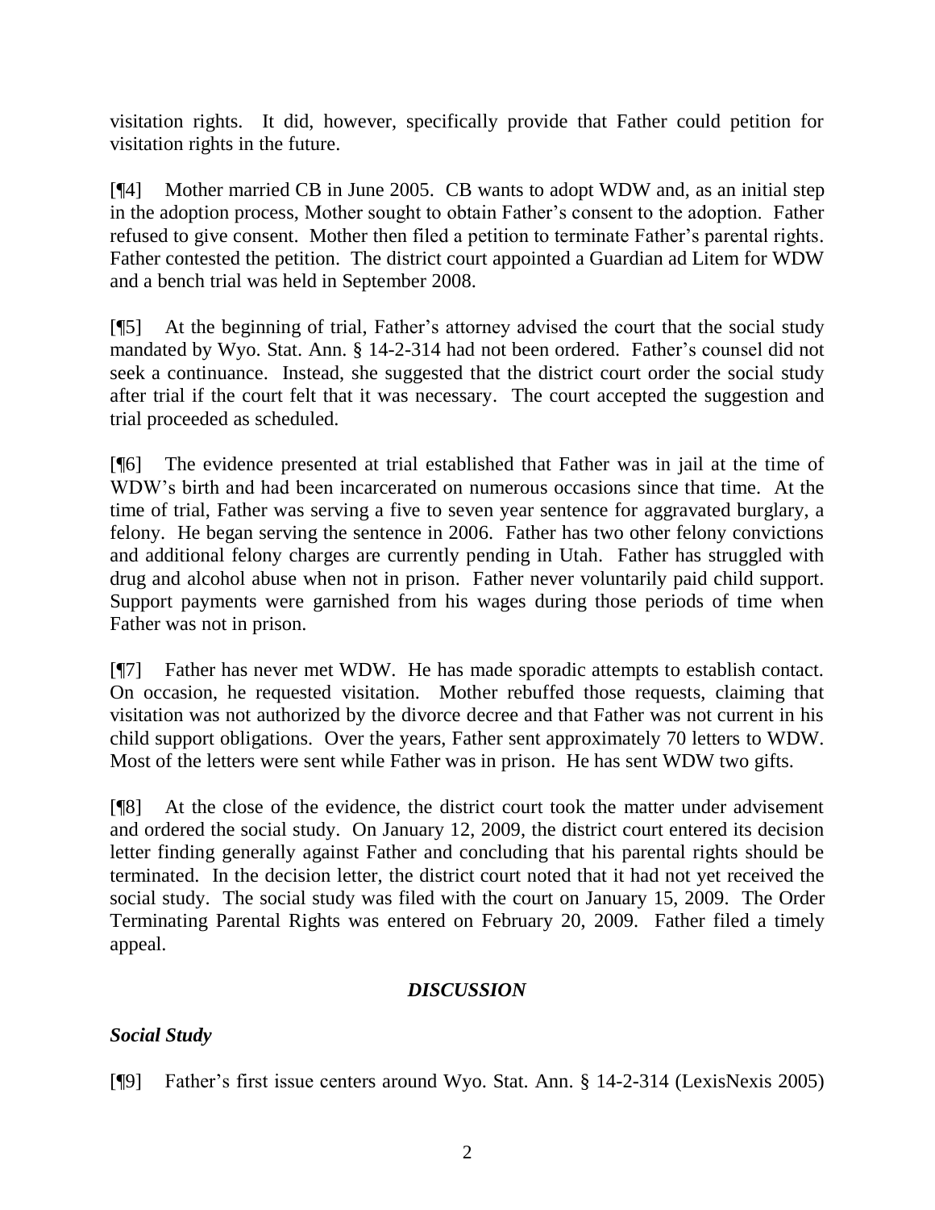visitation rights. It did, however, specifically provide that Father could petition for visitation rights in the future.

[¶4] Mother married CB in June 2005. CB wants to adopt WDW and, as an initial step in the adoption process, Mother sought to obtain Father's consent to the adoption. Father refused to give consent. Mother then filed a petition to terminate Father's parental rights. Father contested the petition. The district court appointed a Guardian ad Litem for WDW and a bench trial was held in September 2008.

[¶5] At the beginning of trial, Father's attorney advised the court that the social study mandated by Wyo. Stat. Ann. § 14-2-314 had not been ordered. Father's counsel did not seek a continuance. Instead, she suggested that the district court order the social study after trial if the court felt that it was necessary. The court accepted the suggestion and trial proceeded as scheduled.

[¶6] The evidence presented at trial established that Father was in jail at the time of WDW's birth and had been incarcerated on numerous occasions since that time. At the time of trial, Father was serving a five to seven year sentence for aggravated burglary, a felony. He began serving the sentence in 2006. Father has two other felony convictions and additional felony charges are currently pending in Utah. Father has struggled with drug and alcohol abuse when not in prison. Father never voluntarily paid child support. Support payments were garnished from his wages during those periods of time when Father was not in prison.

[¶7] Father has never met WDW. He has made sporadic attempts to establish contact. On occasion, he requested visitation. Mother rebuffed those requests, claiming that visitation was not authorized by the divorce decree and that Father was not current in his child support obligations. Over the years, Father sent approximately 70 letters to WDW. Most of the letters were sent while Father was in prison. He has sent WDW two gifts.

[¶8] At the close of the evidence, the district court took the matter under advisement and ordered the social study. On January 12, 2009, the district court entered its decision letter finding generally against Father and concluding that his parental rights should be terminated. In the decision letter, the district court noted that it had not yet received the social study. The social study was filed with the court on January 15, 2009. The Order Terminating Parental Rights was entered on February 20, 2009. Father filed a timely appeal.

## *DISCUSSION*

### *Social Study*

[¶9] Father's first issue centers around Wyo. Stat. Ann. § 14-2-314 (LexisNexis 2005)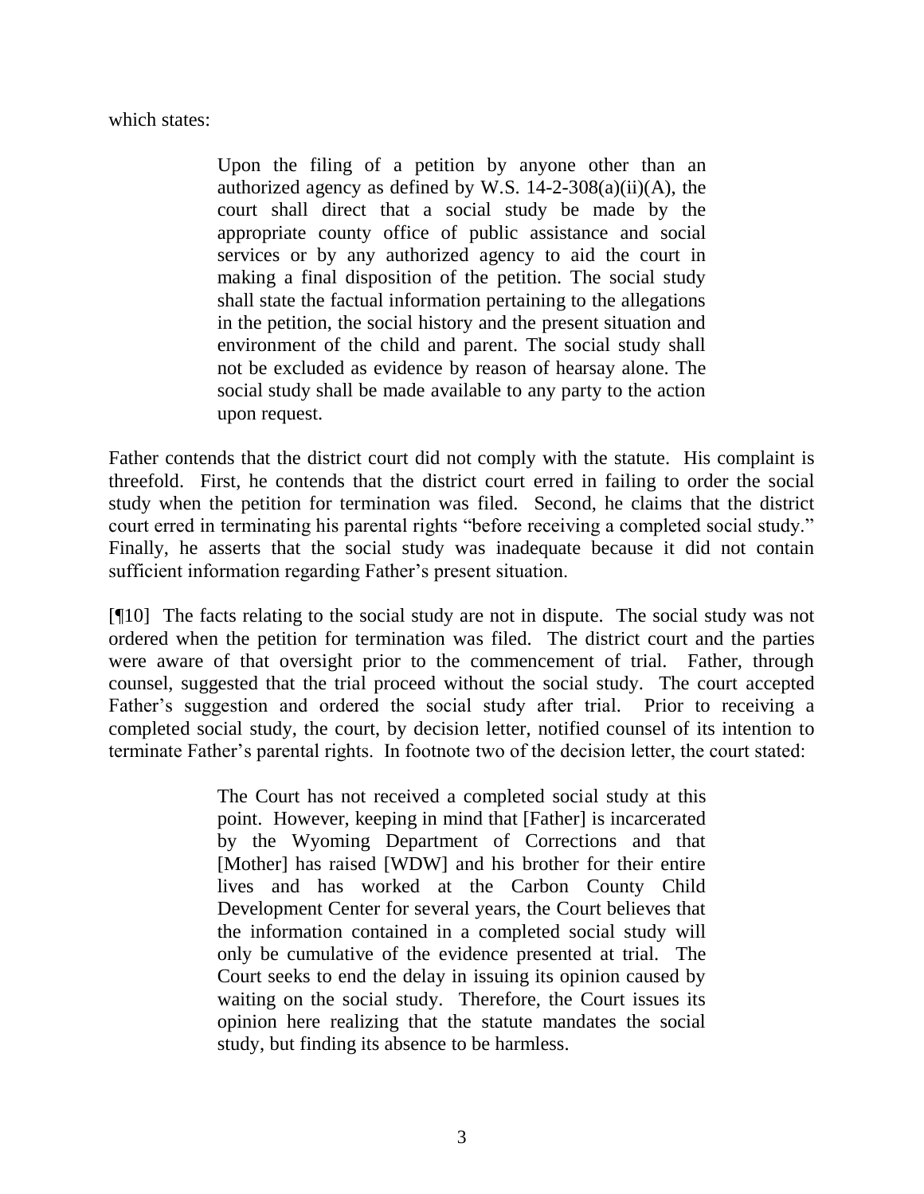which states:

> Upon the filing of a petition by anyone other than an authorized agency as defined by W.S. 14-2-308(a)(ii)(A), the court shall direct that a social study be made by the appropriate county office of public assistance and social services or by any authorized agency to aid the court in making a final disposition of the petition. The social study shall state the factual information pertaining to the allegations in the petition, the social history and the present situation and environment of the child and parent. The social study shall not be excluded as evidence by reason of hearsay alone. The social study shall be made available to any party to the action upon request.

Father contends that the district court did not comply with the statute. His complaint is threefold. First, he contends that the district court erred in failing to order the social study when the petition for termination was filed. Second, he claims that the district court erred in terminating his parental rights "before receiving a completed social study." Finally, he asserts that the social study was inadequate because it did not contain sufficient information regarding Father's present situation.

[¶10] The facts relating to the social study are not in dispute. The social study was not ordered when the petition for termination was filed. The district court and the parties were aware of that oversight prior to the commencement of trial. Father, through counsel, suggested that the trial proceed without the social study. The court accepted Father's suggestion and ordered the social study after trial. Prior to receiving a completed social study, the court, by decision letter, notified counsel of its intention to terminate Father's parental rights. In footnote two of the decision letter, the court stated:

> The Court has not received a completed social study at this point. However, keeping in mind that [Father] is incarcerated by the Wyoming Department of Corrections and that [Mother] has raised [WDW] and his brother for their entire lives and has worked at the Carbon County Child Development Center for several years, the Court believes that the information contained in a completed social study will only be cumulative of the evidence presented at trial. The Court seeks to end the delay in issuing its opinion caused by waiting on the social study. Therefore, the Court issues its opinion here realizing that the statute mandates the social study, but finding its absence to be harmless.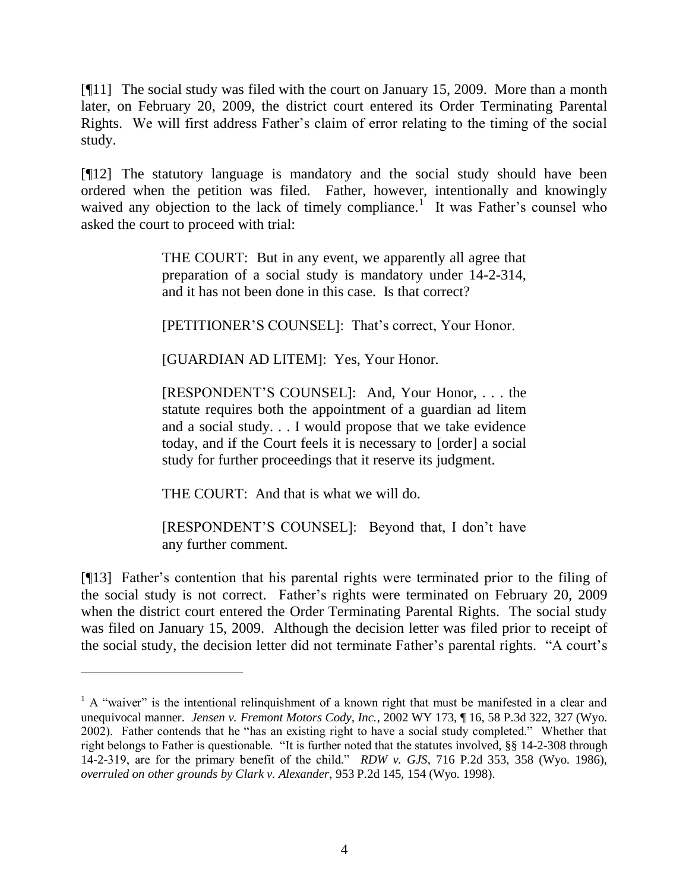[¶11] The social study was filed with the court on January 15, 2009. More than a month later, on February 20, 2009, the district court entered its Order Terminating Parental Rights. We will first address Father's claim of error relating to the timing of the social study.

[¶12] The statutory language is mandatory and the social study should have been ordered when the petition was filed. Father, however, intentionally and knowingly waived any objection to the lack of timely compliance.[1] It was Father's counsel who asked the court to proceed with trial:

> THE COURT: But in any event, we apparently all agree that preparation of a social study is mandatory under 14-2-314, and it has not been done in this case. Is that correct?
>
> [PETITIONER'S COUNSEL]: That's correct, Your Honor.
>
> [GUARDIAN AD LITEM]: Yes, Your Honor.
>
> [RESPONDENT'S COUNSEL]: And, Your Honor, . . . the statute requires both the appointment of a guardian ad litem and a social study. . . I would propose that we take evidence today, and if the Court feels it is necessary to [order] a social study for further proceedings that it reserve its judgment.
>
> THE COURT: And that is what we will do.
>
> [RESPONDENT'S COUNSEL]: Beyond that, I don't have any further comment.

[¶13] Father's contention that his parental rights were terminated prior to the filing of the social study is not correct. Father's rights were terminated on February 20, 2009 when the district court entered the Order Terminating Parental Rights. The social study was filed on January 15, 2009. Although the decision letter was filed prior to receipt of the social study, the decision letter did not terminate Father's parental rights. "A court's

---

[1] A "waiver" is the intentional relinquishment of a known right that must be manifested in a clear and unequivocal manner. *Jensen v. Fremont Motors Cody, Inc.*, 2002 WY 173, ¶ 16, 58 P.3d 322, 327 (Wyo. 2002). Father contends that he "has an existing right to have a social study completed." Whether that right belongs to Father is questionable. "It is further noted that the statutes involved, §§ 14-2-308 through 14-2-319, are for the primary benefit of the child." *RDW v. GJS*, 716 P.2d 353, 358 (Wyo. 1986), *overruled on other grounds by Clark v. Alexander*, 953 P.2d 145, 154 (Wyo. 1998).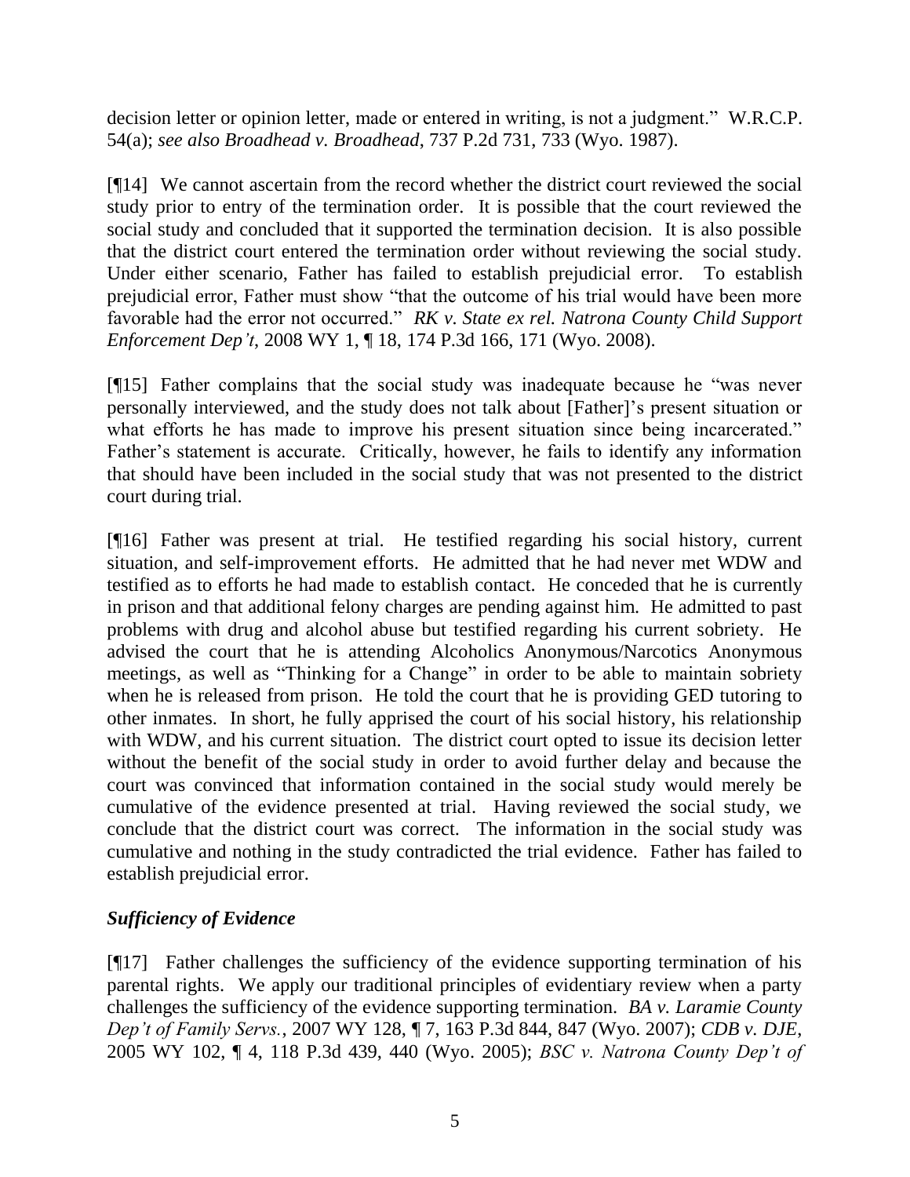decision letter or opinion letter, made or entered in writing, is not a judgment." W.R.C.P. 54(a); *see also Broadhead v. Broadhead*, 737 P.2d 731, 733 (Wyo. 1987).

[¶14] We cannot ascertain from the record whether the district court reviewed the social study prior to entry of the termination order. It is possible that the court reviewed the social study and concluded that it supported the termination decision. It is also possible that the district court entered the termination order without reviewing the social study. Under either scenario, Father has failed to establish prejudicial error. To establish prejudicial error, Father must show "that the outcome of his trial would have been more favorable had the error not occurred." *RK v. State ex rel. Natrona County Child Support Enforcement Dep't*, 2008 WY 1, ¶ 18, 174 P.3d 166, 171 (Wyo. 2008).

[¶15] Father complains that the social study was inadequate because he "was never personally interviewed, and the study does not talk about [Father]'s present situation or what efforts he has made to improve his present situation since being incarcerated." Father's statement is accurate. Critically, however, he fails to identify any information that should have been included in the social study that was not presented to the district court during trial.

[¶16] Father was present at trial. He testified regarding his social history, current situation, and self-improvement efforts. He admitted that he had never met WDW and testified as to efforts he had made to establish contact. He conceded that he is currently in prison and that additional felony charges are pending against him. He admitted to past problems with drug and alcohol abuse but testified regarding his current sobriety. He advised the court that he is attending Alcoholics Anonymous/Narcotics Anonymous meetings, as well as "Thinking for a Change" in order to be able to maintain sobriety when he is released from prison. He told the court that he is providing GED tutoring to other inmates. In short, he fully apprised the court of his social history, his relationship with WDW, and his current situation. The district court opted to issue its decision letter without the benefit of the social study in order to avoid further delay and because the court was convinced that information contained in the social study would merely be cumulative of the evidence presented at trial. Having reviewed the social study, we conclude that the district court was correct. The information in the social study was cumulative and nothing in the study contradicted the trial evidence. Father has failed to establish prejudicial error.

### *Sufficiency of Evidence*

[¶17] Father challenges the sufficiency of the evidence supporting termination of his parental rights. We apply our traditional principles of evidentiary review when a party challenges the sufficiency of the evidence supporting termination. *BA v. Laramie County Dep't of Family Servs.*, 2007 WY 128, ¶ 7, 163 P.3d 844, 847 (Wyo. 2007); *CDB v. DJE*, 2005 WY 102, ¶ 4, 118 P.3d 439, 440 (Wyo. 2005); *BSC v. Natrona County Dep't of*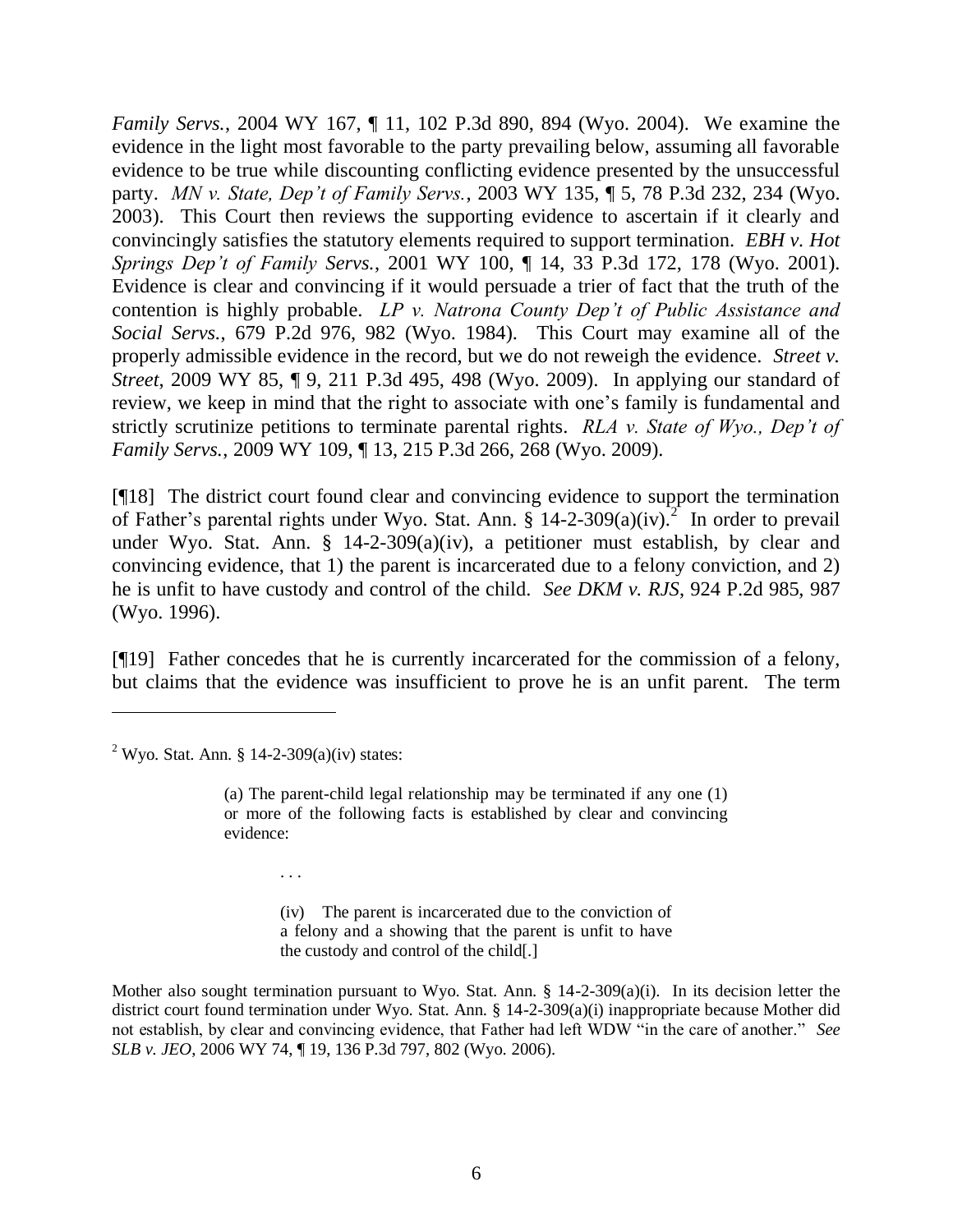*Family Servs.*, 2004 WY 167, ¶ 11, 102 P.3d 890, 894 (Wyo. 2004). We examine the evidence in the light most favorable to the party prevailing below, assuming all favorable evidence to be true while discounting conflicting evidence presented by the unsuccessful party. *MN v. State, Dep't of Family Servs.*, 2003 WY 135, ¶ 5, 78 P.3d 232, 234 (Wyo. 2003). This Court then reviews the supporting evidence to ascertain if it clearly and convincingly satisfies the statutory elements required to support termination. *EBH v. Hot Springs Dep't of Family Servs.*, 2001 WY 100, ¶ 14, 33 P.3d 172, 178 (Wyo. 2001). Evidence is clear and convincing if it would persuade a trier of fact that the truth of the contention is highly probable. *LP v. Natrona County Dep't of Public Assistance and Social Servs.*, 679 P.2d 976, 982 (Wyo. 1984). This Court may examine all of the properly admissible evidence in the record, but we do not reweigh the evidence. *Street v. Street*, 2009 WY 85, ¶ 9, 211 P.3d 495, 498 (Wyo. 2009). In applying our standard of review, we keep in mind that the right to associate with one's family is fundamental and strictly scrutinize petitions to terminate parental rights. *RLA v. State of Wyo., Dep't of Family Servs.*, 2009 WY 109, ¶ 13, 215 P.3d 266, 268 (Wyo. 2009).

[¶18] The district court found clear and convincing evidence to support the termination of Father's parental rights under Wyo. Stat. Ann. § 14-2-309(a)(iv).[2] In order to prevail under Wyo. Stat. Ann. § 14-2-309(a)(iv), a petitioner must establish, by clear and convincing evidence, that 1) the parent is incarcerated due to a felony conviction, and 2) he is unfit to have custody and control of the child. *See DKM v. RJS*, 924 P.2d 985, 987 (Wyo. 1996).

[¶19] Father concedes that he is currently incarcerated for the commission of a felony, but claims that the evidence was insufficient to prove he is an unfit parent. The term

---

[2] Wyo. Stat. Ann. § 14-2-309(a)(iv) states:

> (a) The parent-child legal relationship may be terminated if any one (1) or more of the following facts is established by clear and convincing evidence:
>
> . . .
>
> (iv) The parent is incarcerated due to the conviction of a felony and a showing that the parent is unfit to have the custody and control of the child[.]

Mother also sought termination pursuant to Wyo. Stat. Ann. § 14-2-309(a)(i). In its decision letter the district court found termination under Wyo. Stat. Ann. § 14-2-309(a)(i) inappropriate because Mother did not establish, by clear and convincing evidence, that Father had left WDW "in the care of another." *See SLB v. JEO*, 2006 WY 74, ¶ 19, 136 P.3d 797, 802 (Wyo. 2006).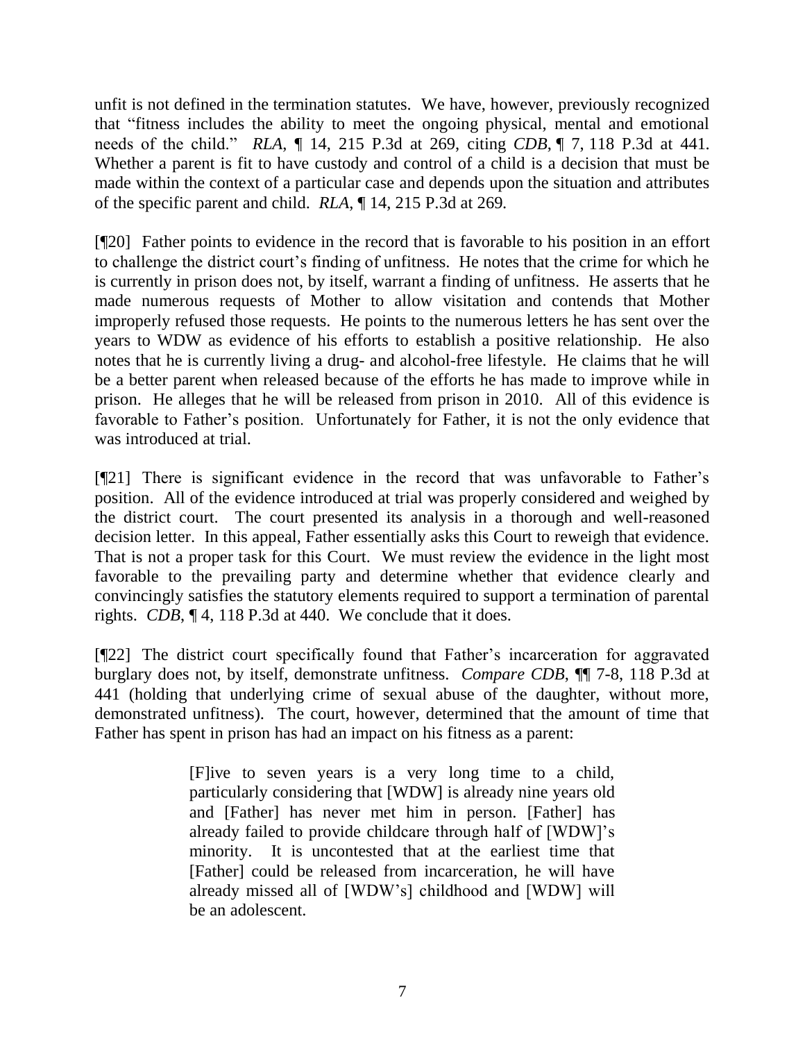unfit is not defined in the termination statutes. We have, however, previously recognized that "fitness includes the ability to meet the ongoing physical, mental and emotional needs of the child." *RLA*, ¶ 14, 215 P.3d at 269, citing *CDB*, ¶ 7, 118 P.3d at 441. Whether a parent is fit to have custody and control of a child is a decision that must be made within the context of a particular case and depends upon the situation and attributes of the specific parent and child. *RLA*, ¶ 14, 215 P.3d at 269.

[¶20] Father points to evidence in the record that is favorable to his position in an effort to challenge the district court's finding of unfitness. He notes that the crime for which he is currently in prison does not, by itself, warrant a finding of unfitness. He asserts that he made numerous requests of Mother to allow visitation and contends that Mother improperly refused those requests. He points to the numerous letters he has sent over the years to WDW as evidence of his efforts to establish a positive relationship. He also notes that he is currently living a drug- and alcohol-free lifestyle. He claims that he will be a better parent when released because of the efforts he has made to improve while in prison. He alleges that he will be released from prison in 2010. All of this evidence is favorable to Father's position. Unfortunately for Father, it is not the only evidence that was introduced at trial.

[¶21] There is significant evidence in the record that was unfavorable to Father's position. All of the evidence introduced at trial was properly considered and weighed by the district court. The court presented its analysis in a thorough and well-reasoned decision letter. In this appeal, Father essentially asks this Court to reweigh that evidence. That is not a proper task for this Court. We must review the evidence in the light most favorable to the prevailing party and determine whether that evidence clearly and convincingly satisfies the statutory elements required to support a termination of parental rights. *CDB*, ¶ 4, 118 P.3d at 440. We conclude that it does.

[¶22] The district court specifically found that Father's incarceration for aggravated burglary does not, by itself, demonstrate unfitness. *Compare CDB*, ¶¶ 7-8, 118 P.3d at 441 (holding that underlying crime of sexual abuse of the daughter, without more, demonstrated unfitness). The court, however, determined that the amount of time that Father has spent in prison has had an impact on his fitness as a parent:

> [F]ive to seven years is a very long time to a child, particularly considering that [WDW] is already nine years old and [Father] has never met him in person. [Father] has already failed to provide childcare through half of [WDW]'s minority. It is uncontested that at the earliest time that [Father] could be released from incarceration, he will have already missed all of [WDW's] childhood and [WDW] will be an adolescent.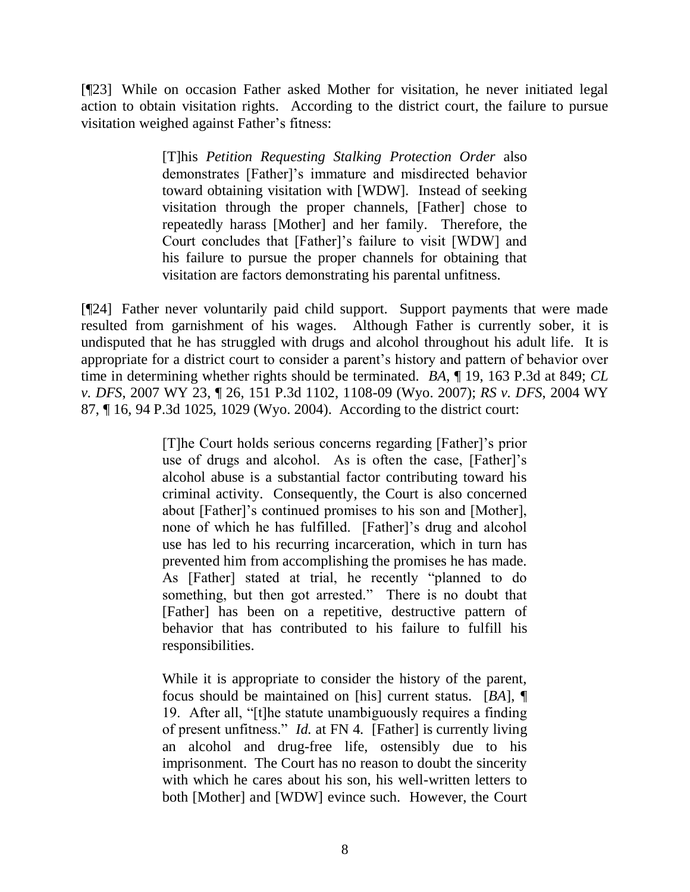[¶23] While on occasion Father asked Mother for visitation, he never initiated legal action to obtain visitation rights. According to the district court, the failure to pursue visitation weighed against Father's fitness:

> [T]his *Petition Requesting Stalking Protection Order* also demonstrates [Father]'s immature and misdirected behavior toward obtaining visitation with [WDW]. Instead of seeking visitation through the proper channels, [Father] chose to repeatedly harass [Mother] and her family. Therefore, the Court concludes that [Father]'s failure to visit [WDW] and his failure to pursue the proper channels for obtaining that visitation are factors demonstrating his parental unfitness.

[¶24] Father never voluntarily paid child support. Support payments that were made resulted from garnishment of his wages. Although Father is currently sober, it is undisputed that he has struggled with drugs and alcohol throughout his adult life. It is appropriate for a district court to consider a parent's history and pattern of behavior over time in determining whether rights should be terminated. *BA*, ¶ 19, 163 P.3d at 849; *CL v. DFS*, 2007 WY 23, ¶ 26, 151 P.3d 1102, 1108-09 (Wyo. 2007); *RS v. DFS*, 2004 WY 87, ¶ 16, 94 P.3d 1025, 1029 (Wyo. 2004). According to the district court:

> [T]he Court holds serious concerns regarding [Father]'s prior use of drugs and alcohol. As is often the case, [Father]'s alcohol abuse is a substantial factor contributing toward his criminal activity. Consequently, the Court is also concerned about [Father]'s continued promises to his son and [Mother], none of which he has fulfilled. [Father]'s drug and alcohol use has led to his recurring incarceration, which in turn has prevented him from accomplishing the promises he has made. As [Father] stated at trial, he recently "planned to do something, but then got arrested." There is no doubt that [Father] has been on a repetitive, destructive pattern of behavior that has contributed to his failure to fulfill his responsibilities.
>
> While it is appropriate to consider the history of the parent, focus should be maintained on [his] current status. [*BA*], ¶ 19. After all, "[t]he statute unambiguously requires a finding of present unfitness." *Id.* at FN 4. [Father] is currently living an alcohol and drug-free life, ostensibly due to his imprisonment. The Court has no reason to doubt the sincerity with which he cares about his son, his well-written letters to both [Mother] and [WDW] evince such. However, the Court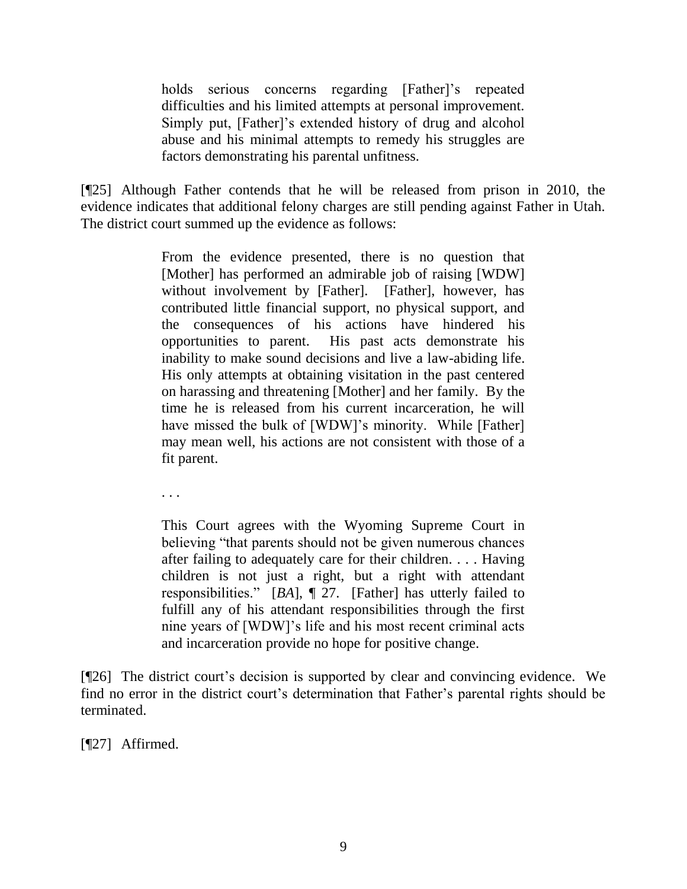> holds serious concerns regarding [Father]'s repeated difficulties and his limited attempts at personal improvement. Simply put, [Father]'s extended history of drug and alcohol abuse and his minimal attempts to remedy his struggles are factors demonstrating his parental unfitness.

[¶25] Although Father contends that he will be released from prison in 2010, the evidence indicates that additional felony charges are still pending against Father in Utah. The district court summed up the evidence as follows:

> From the evidence presented, there is no question that [Mother] has performed an admirable job of raising [WDW] without involvement by [Father]. [Father], however, has contributed little financial support, no physical support, and the consequences of his actions have hindered his opportunities to parent. His past acts demonstrate his inability to make sound decisions and live a law-abiding life. His only attempts at obtaining visitation in the past centered on harassing and threatening [Mother] and her family. By the time he is released from his current incarceration, he will have missed the bulk of [WDW]'s minority. While [Father] may mean well, his actions are not consistent with those of a fit parent.
>
> . . .
>
> This Court agrees with the Wyoming Supreme Court in believing "that parents should not be given numerous chances after failing to adequately care for their children. . . . Having children is not just a right, but a right with attendant responsibilities." [*BA*], ¶ 27. [Father] has utterly failed to fulfill any of his attendant responsibilities through the first nine years of [WDW]'s life and his most recent criminal acts and incarceration provide no hope for positive change.

[¶26] The district court's decision is supported by clear and convincing evidence. We find no error in the district court's determination that Father's parental rights should be terminated.

[¶27] Affirmed.